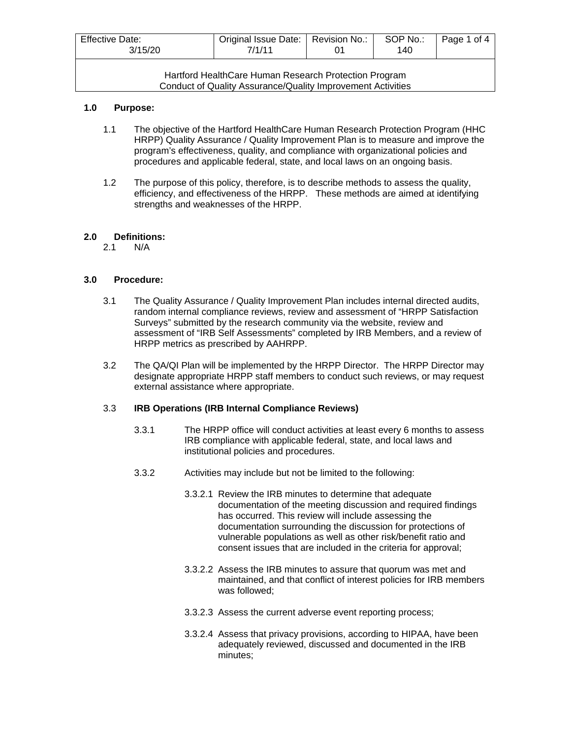| Effective Date: 3/15/20 | Original Issue Date: 7/1/11 | Revision No.: 01 | SOP No.: 140 |
|---|---|---|---|

Hartford HealthCare Human Research Protection Program
Conduct of Quality Assurance/Quality Improvement Activities

## 1.0 Purpose:

1.1 The objective of the Hartford HealthCare Human Research Protection Program (HHC HRPP) Quality Assurance / Quality Improvement Plan is to measure and improve the program's effectiveness, quality, and compliance with organizational policies and procedures and applicable federal, state, and local laws on an ongoing basis.

1.2 The purpose of this policy, therefore, is to describe methods to assess the quality, efficiency, and effectiveness of the HRPP. These methods are aimed at identifying strengths and weaknesses of the HRPP.

## 2.0 Definitions:

2.1 N/A

## 3.0 Procedure:

3.1 The Quality Assurance / Quality Improvement Plan includes internal directed audits, random internal compliance reviews, review and assessment of "HRPP Satisfaction Surveys" submitted by the research community via the website, review and assessment of "IRB Self Assessments" completed by IRB Members, and a review of HRPP metrics as prescribed by AAHRPP.

3.2 The QA/QI Plan will be implemented by the HRPP Director. The HRPP Director may designate appropriate HRPP staff members to conduct such reviews, or may request external assistance where appropriate.

3.3 **IRB Operations (IRB Internal Compliance Reviews)**

3.3.1 The HRPP office will conduct activities at least every 6 months to assess IRB compliance with applicable federal, state, and local laws and institutional policies and procedures.

3.3.2 Activities may include but not be limited to the following:

3.3.2.1 Review the IRB minutes to determine that adequate documentation of the meeting discussion and required findings has occurred. This review will include assessing the documentation surrounding the discussion for protections of vulnerable populations as well as other risk/benefit ratio and consent issues that are included in the criteria for approval;

3.3.2.2 Assess the IRB minutes to assure that quorum was met and maintained, and that conflict of interest policies for IRB members was followed;

3.3.2.3 Assess the current adverse event reporting process;

3.3.2.4 Assess that privacy provisions, according to HIPAA, have been adequately reviewed, discussed and documented in the IRB minutes;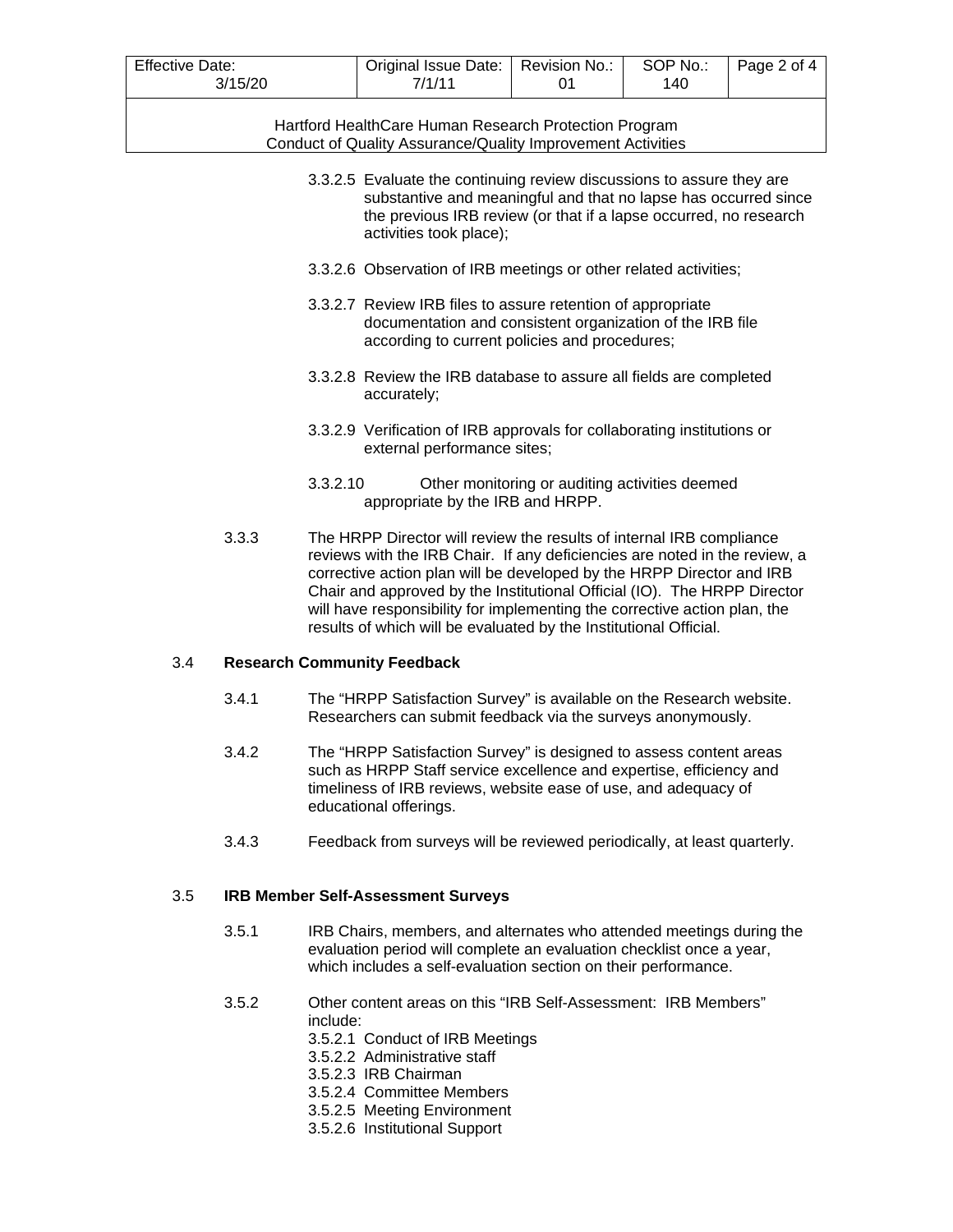3.3.2.5 Evaluate the continuing review discussions to assure they are substantive and meaningful and that no lapse has occurred since the previous IRB review (or that if a lapse occurred, no research activities took place);

3.3.2.6 Observation of IRB meetings or other related activities;

3.3.2.7 Review IRB files to assure retention of appropriate documentation and consistent organization of the IRB file according to current policies and procedures;

3.3.2.8 Review the IRB database to assure all fields are completed accurately;

3.3.2.9 Verification of IRB approvals for collaborating institutions or external performance sites;

3.3.2.10 Other monitoring or auditing activities deemed appropriate by the IRB and HRPP.

3.3.3 The HRPP Director will review the results of internal IRB compliance reviews with the IRB Chair. If any deficiencies are noted in the review, a corrective action plan will be developed by the HRPP Director and IRB Chair and approved by the Institutional Official (IO). The HRPP Director will have responsibility for implementing the corrective action plan, the results of which will be evaluated by the Institutional Official.

## 3.4 Research Community Feedback

3.4.1 The "HRPP Satisfaction Survey" is available on the Research website. Researchers can submit feedback via the surveys anonymously.

3.4.2 The "HRPP Satisfaction Survey" is designed to assess content areas such as HRPP Staff service excellence and expertise, efficiency and timeliness of IRB reviews, website ease of use, and adequacy of educational offerings.

3.4.3 Feedback from surveys will be reviewed periodically, at least quarterly.

## 3.5 IRB Member Self-Assessment Surveys

3.5.1 IRB Chairs, members, and alternates who attended meetings during the evaluation period will complete an evaluation checklist once a year, which includes a self-evaluation section on their performance.

3.5.2 Other content areas on this "IRB Self-Assessment: IRB Members" include:

3.5.2.1 Conduct of IRB Meetings
3.5.2.2 Administrative staff
3.5.2.3 IRB Chairman
3.5.2.4 Committee Members
3.5.2.5 Meeting Environment
3.5.2.6 Institutional Support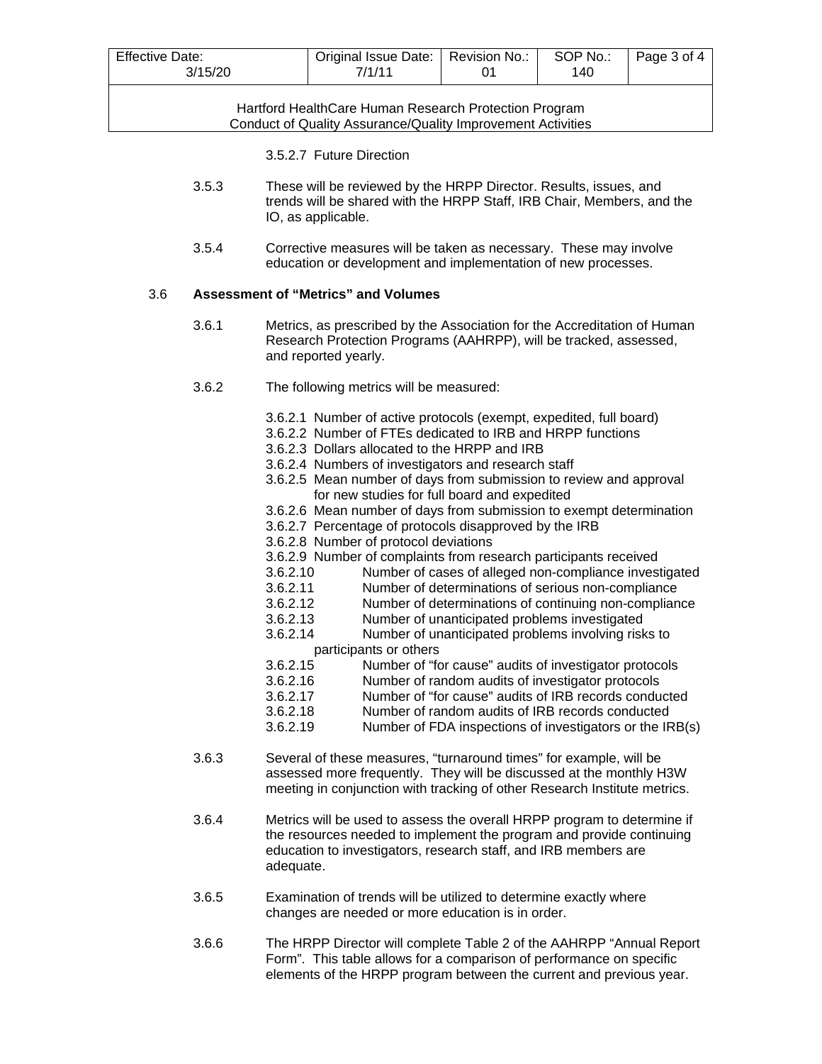3.5.2.7 Future Direction

3.5.3 These will be reviewed by the HRPP Director. Results, issues, and trends will be shared with the HRPP Staff, IRB Chair, Members, and the IO, as applicable.

3.5.4 Corrective measures will be taken as necessary. These may involve education or development and implementation of new processes.

3.6 **Assessment of "Metrics" and Volumes**

3.6.1 Metrics, as prescribed by the Association for the Accreditation of Human Research Protection Programs (AAHRPP), will be tracked, assessed, and reported yearly.

3.6.2 The following metrics will be measured:

3.6.2.1 Number of active protocols (exempt, expedited, full board)
3.6.2.2 Number of FTEs dedicated to IRB and HRPP functions
3.6.2.3 Dollars allocated to the HRPP and IRB
3.6.2.4 Numbers of investigators and research staff
3.6.2.5 Mean number of days from submission to review and approval for new studies for full board and expedited
3.6.2.6 Mean number of days from submission to exempt determination
3.6.2.7 Percentage of protocols disapproved by the IRB
3.6.2.8 Number of protocol deviations
3.6.2.9 Number of complaints from research participants received
3.6.2.10 Number of cases of alleged non-compliance investigated
3.6.2.11 Number of determinations of serious non-compliance
3.6.2.12 Number of determinations of continuing non-compliance
3.6.2.13 Number of unanticipated problems investigated
3.6.2.14 Number of unanticipated problems involving risks to participants or others
3.6.2.15 Number of "for cause" audits of investigator protocols
3.6.2.16 Number of random audits of investigator protocols
3.6.2.17 Number of "for cause" audits of IRB records conducted
3.6.2.18 Number of random audits of IRB records conducted
3.6.2.19 Number of FDA inspections of investigators or the IRB(s)

3.6.3 Several of these measures, "turnaround times" for example, will be assessed more frequently. They will be discussed at the monthly H3W meeting in conjunction with tracking of other Research Institute metrics.

3.6.4 Metrics will be used to assess the overall HRPP program to determine if the resources needed to implement the program and provide continuing education to investigators, research staff, and IRB members are adequate.

3.6.5 Examination of trends will be utilized to determine exactly where changes are needed or more education is in order.

3.6.6 The HRPP Director will complete Table 2 of the AAHRPP "Annual Report Form". This table allows for a comparison of performance on specific elements of the HRPP program between the current and previous year.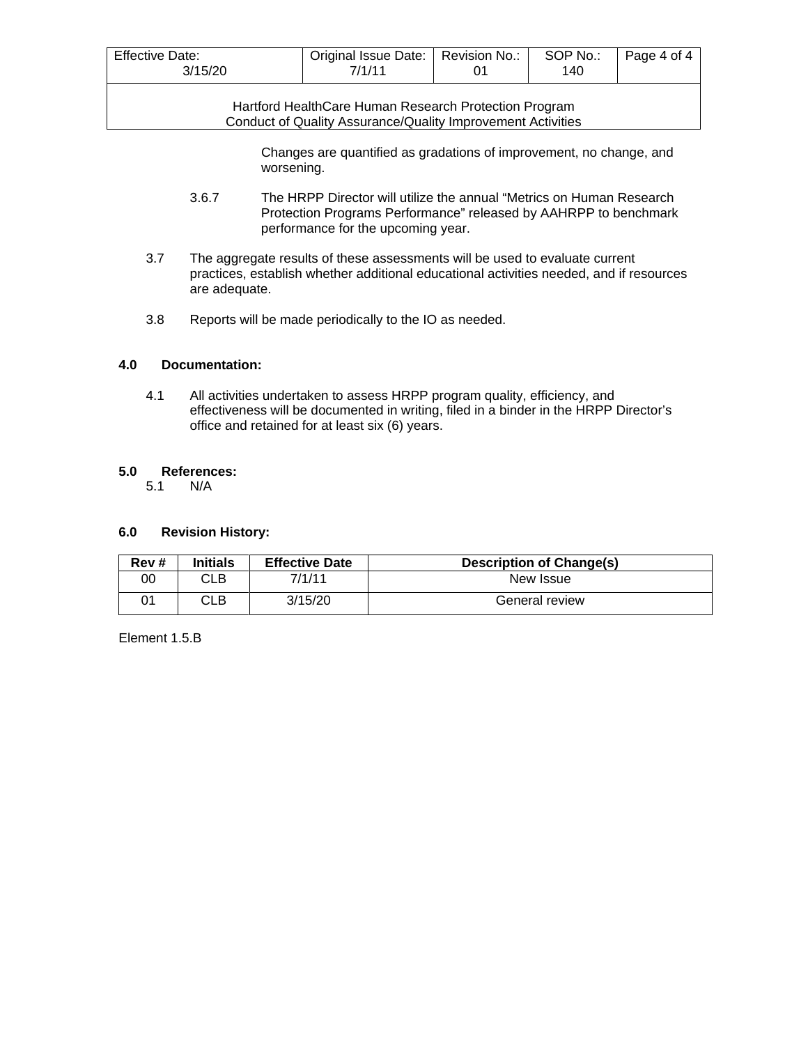Changes are quantified as gradations of improvement, no change, and worsening.

3.6.7 The HRPP Director will utilize the annual “Metrics on Human Research Protection Programs Performance” released by AAHRPP to benchmark performance for the upcoming year.

3.7 The aggregate results of these assessments will be used to evaluate current practices, establish whether additional educational activities needed, and if resources are adequate.

3.8 Reports will be made periodically to the IO as needed.

**4.0 Documentation:**

4.1 All activities undertaken to assess HRPP program quality, efficiency, and effectiveness will be documented in writing, filed in a binder in the HRPP Director’s office and retained for at least six (6) years.

**5.0 References:**

5.1 N/A

**6.0 Revision History:**

| Rev # | Initials | Effective Date | Description of Change(s) |
|---|---|---|---|
| 00 | CLB | 7/1/11 | New Issue |
| 01 | CLB | 3/15/20 | General review |

Element 1.5.B